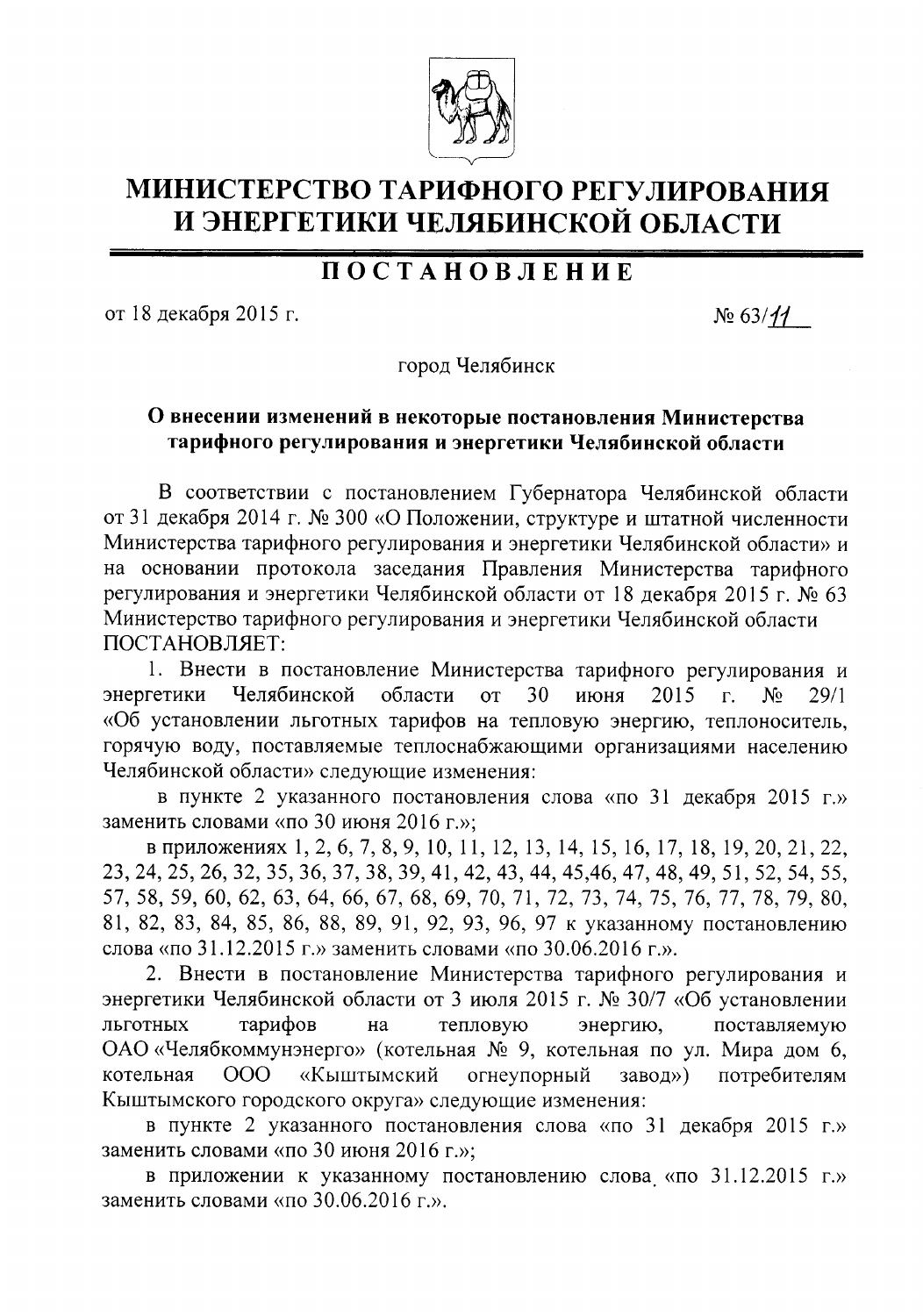# МИНИСТЕРСТВО ТАРИФНОГО РЕГУЛИРОВАНИЯ И ЭНЕРГЕТИКИ ЧЕЛЯБИНСКОЙ ОБЛАСТИ

## ПОСТАНОВЛЕНИЕ

от 18 декабря 2015 г. № 63/11

город Челябинск

**О внесении изменений в некоторые постановления Министерства тарифного регулирования и энергетики Челябинской области**

В соответствии с постановлением Губернатора Челябинской области от 31 декабря 2014 г. № 300 «О Положении, структуре и штатной численности Министерства тарифного регулирования и энергетики Челябинской области» и на основании протокола заседания Правления Министерства тарифного регулирования и энергетики Челябинской области от 18 декабря 2015 г. № 63 Министерство тарифного регулирования и энергетики Челябинской области ПОСТАНОВЛЯЕТ:

1. Внести в постановление Министерства тарифного регулирования и энергетики Челябинской области от 30 июня 2015 г. № 29/1 «Об установлении льготных тарифов на тепловую энергию, теплоноситель, горячую воду, поставляемые теплоснабжающими организациями населению Челябинской области» следующие изменения:

в пункте 2 указанного постановления слова «по 31 декабря 2015 г.» заменить словами «по 30 июня 2016 г.»;

в приложениях 1, 2, 6, 7, 8, 9, 10, 11, 12, 13, 14, 15, 16, 17, 18, 19, 20, 21, 22, 23, 24, 25, 26, 32, 35, 36, 37, 38, 39, 41, 42, 43, 44, 45,46, 47, 48, 49, 51, 52, 54, 55, 57, 58, 59, 60, 62, 63, 64, 66, 67, 68, 69, 70, 71, 72, 73, 74, 75, 76, 77, 78, 79, 80, 81, 82, 83, 84, 85, 86, 88, 89, 91, 92, 93, 96, 97 к указанному постановлению слова «по 31.12.2015 г.» заменить словами «по 30.06.2016 г.».

2. Внести в постановление Министерства тарифного регулирования и энергетики Челябинской области от 3 июля 2015 г. № 30/7 «Об установлении льготных тарифов на тепловую энергию, поставляемую ОАО «Челябкоммунэнерго» (котельная № 9, котельная по ул. Мира дом 6, котельная ООО «Кыштымский огнеупорный завод») потребителям Кыштымского городского округа» следующие изменения:

в пункте 2 указанного постановления слова «по 31 декабря 2015 г.» заменить словами «по 30 июня 2016 г.»;

в приложении к указанному постановлению слова «по 31.12.2015 г.» заменить словами «по 30.06.2016 г.».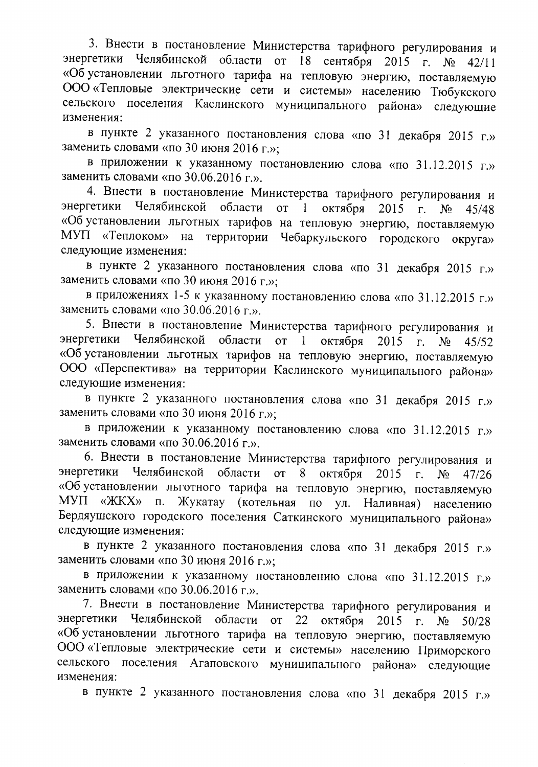3. Внести в постановление Министерства тарифного регулирования и энергетики Челябинской области от 18 сентября 2015 г. № 42/11 «Об установлении льготного тарифа на тепловую энергию, поставляемую ООО «Тепловые электрические сети и системы» населению Тюбукского сельского поселения Каслинского муниципального района» следующие изменения:

в пункте 2 указанного постановления слова «по 31 декабря 2015 г.» заменить словами «по 30 июня 2016 г.»;

в приложении к указанному постановлению слова «по 31.12.2015 г.» заменить словами «по 30.06.2016 г.».

4. Внести в постановление Министерства тарифного регулирования и энергетики Челябинской области от 1 октября 2015 г. № 45/48 «Об установлении льготных тарифов на тепловую энергию, поставляемую МУП «Теплоком» на территории Чебаркульского городского округа» следующие изменения:

в пункте 2 указанного постановления слова «по 31 декабря 2015 г.» заменить словами «по 30 июня 2016 г.»;

в приложениях 1-5 к указанному постановлению слова «по 31.12.2015 г.» заменить словами «по 30.06.2016 г.».

5. Внести в постановление Министерства тарифного регулирования и энергетики Челябинской области от 1 октября 2015 г. № 45/52 «Об установлении льготных тарифов на тепловую энергию, поставляемую ООО «Перспектива» на территории Каслинского муниципального района» следующие изменения:

в пункте 2 указанного постановления слова «по 31 декабря 2015 г.» заменить словами «по 30 июня 2016 г.»;

в приложении к указанному постановлению слова «по 31.12.2015 г.» заменить словами «по 30.06.2016 г.».

6. Внести в постановление Министерства тарифного регулирования и энергетики Челябинской области от 8 октября 2015 г. № 47/26 «Об установлении льготного тарифа на тепловую энергию, поставляемую МУП «ЖКХ» п. Жукатау (котельная по ул. Наливная) населению Бердяушского городского поселения Саткинского муниципального района» следующие изменения:

в пункте 2 указанного постановления слова «по 31 декабря 2015 г.» заменить словами «по 30 июня 2016 г.»;

в приложении к указанному постановлению слова «по 31.12.2015 г.» заменить словами «по 30.06.2016 г.».

7. Внести в постановление Министерства тарифного регулирования и энергетики Челябинской области от 22 октября 2015 г. № 50/28 «Об установлении льготного тарифа на тепловую энергию, поставляемую ООО «Тепловые электрические сети и системы» населению Приморского сельского поселения Агаповского муниципального района» следующие изменения:

в пункте 2 указанного постановления слова «по 31 декабря 2015 г.»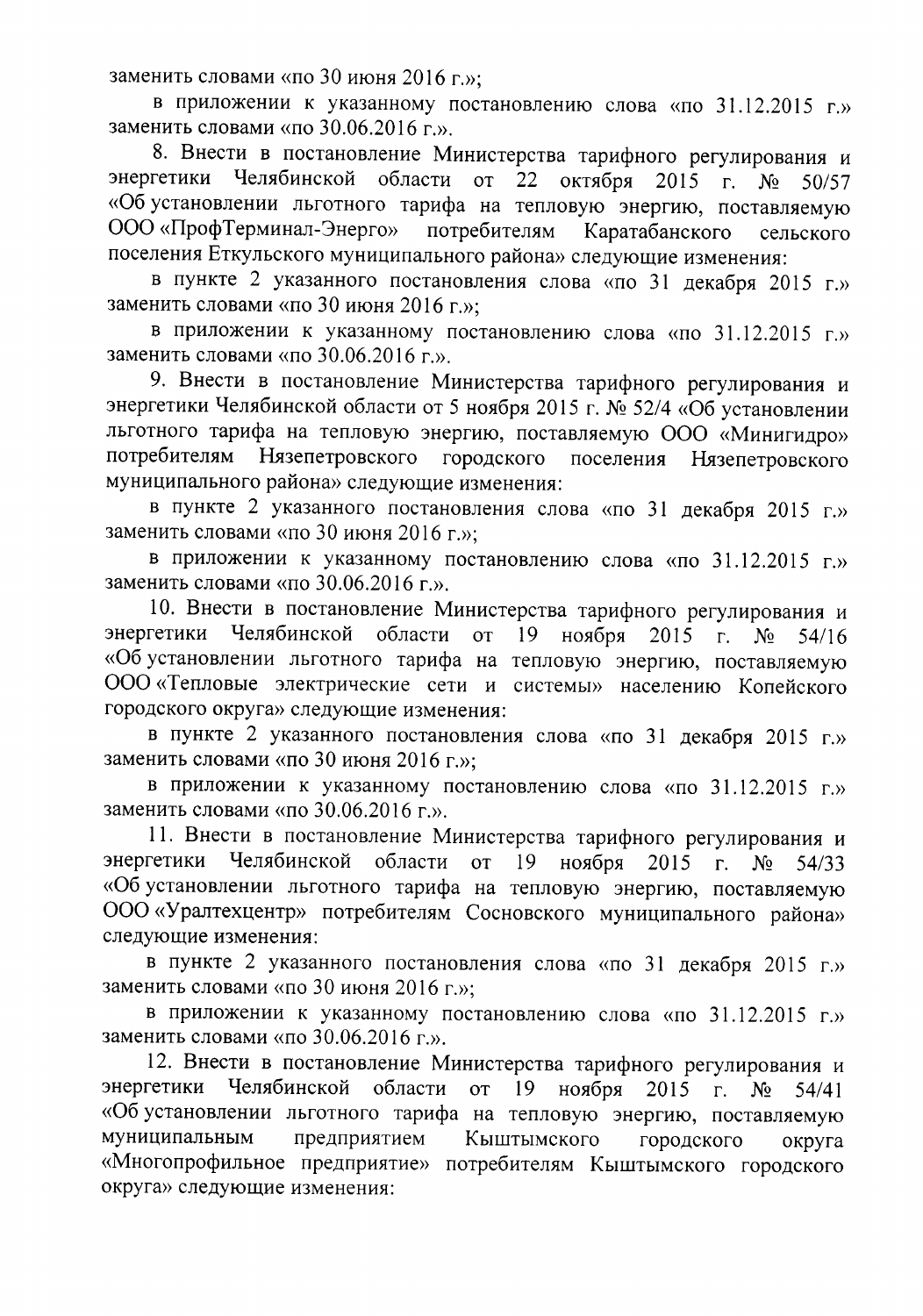заменить словами «по 30 июня 2016 г.»;

в приложении к указанному постановлению слова «по 31.12.2015 г.» заменить словами «по 30.06.2016 г.».

8. Внести в постановление Министерства тарифного регулирования и энергетики Челябинской области от 22 октября 2015 г. № 50/57 «Об установлении льготного тарифа на тепловую энергию, поставляемую ООО «ПрофТерминал-Энерго» потребителям Каратабанского сельского поселения Еткульского муниципального района» следующие изменения:

в пункте 2 указанного постановления слова «по 31 декабря 2015 г.» заменить словами «по 30 июня 2016 г.»;

в приложении к указанному постановлению слова «по 31.12.2015 г.» заменить словами «по 30.06.2016 г.».

9. Внести в постановление Министерства тарифного регулирования и энергетики Челябинской области от 5 ноября 2015 г. № 52/4 «Об установлении льготного тарифа на тепловую энергию, поставляемую ООО «Минигидро» потребителям Нязепетровского городского поселения Нязепетровского муниципального района» следующие изменения:

в пункте 2 указанного постановления слова «по 31 декабря 2015 г.» заменить словами «по 30 июня 2016 г.»;

в приложении к указанному постановлению слова «по 31.12.2015 г.» заменить словами «по 30.06.2016 г.».

10. Внести в постановление Министерства тарифного регулирования и энергетики Челябинской области от 19 ноября 2015 г. № 54/16 «Об установлении льготного тарифа на тепловую энергию, поставляемую ООО «Тепловые электрические сети и системы» населению Копейского городского округа» следующие изменения:

в пункте 2 указанного постановления слова «по 31 декабря 2015 г.» заменить словами «по 30 июня 2016 г.»;

в приложении к указанному постановлению слова «по 31.12.2015 г.» заменить словами «по 30.06.2016 г.».

11. Внести в постановление Министерства тарифного регулирования и энергетики Челябинской области от 19 ноября 2015 г. № 54/33 «Об установлении льготного тарифа на тепловую энергию, поставляемую ООО «Уралтехцентр» потребителям Сосновского муниципального района» следующие изменения:

в пункте 2 указанного постановления слова «по 31 декабря 2015 г.» заменить словами «по 30 июня 2016 г.»;

в приложении к указанному постановлению слова «по 31.12.2015 г.» заменить словами «по 30.06.2016 г.».

12. Внести в постановление Министерства тарифного регулирования и энергетики Челябинской области от 19 ноября 2015 г. № 54/41 «Об установлении льготного тарифа на тепловую энергию, поставляемую муниципальным предприятием Кыштымского городского округа «Многопрофильное предприятие» потребителям Кыштымского городского округа» следующие изменения: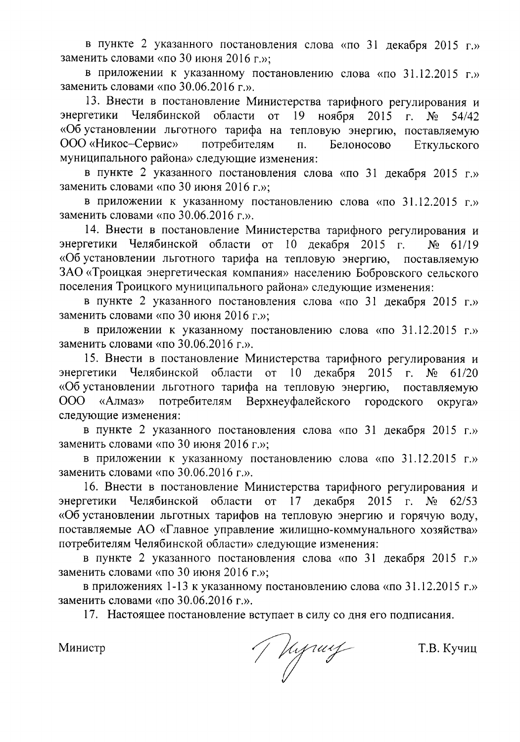в пункте 2 указанного постановления слова «по 31 декабря 2015 г.» заменить словами «по 30 июня 2016 г.»;

в приложении к указанному постановлению слова «по 31.12.2015 г.» заменить словами «по 30.06.2016 г.».

13. Внести в постановление Министерства тарифного регулирования и энергетики Челябинской области от 19 ноября 2015 г. № 54/42 «Об установлении льготного тарифа на тепловую энергию, поставляемую ООО «Никос–Сервис» потребителям п. Белоносово Еткульского муниципального района» следующие изменения:

в пункте 2 указанного постановления слова «по 31 декабря 2015 г.» заменить словами «по 30 июня 2016 г.»;

в приложении к указанному постановлению слова «по 31.12.2015 г.» заменить словами «по 30.06.2016 г.».

14. Внести в постановление Министерства тарифного регулирования и энергетики Челябинской области от 10 декабря 2015 г. № 61/19 «Об установлении льготного тарифа на тепловую энергию, поставляемую ЗАО «Троицкая энергетическая компания» населению Бобровского сельского поселения Троицкого муниципального района» следующие изменения:

в пункте 2 указанного постановления слова «по 31 декабря 2015 г.» заменить словами «по 30 июня 2016 г.»;

в приложении к указанному постановлению слова «по 31.12.2015 г.» заменить словами «по 30.06.2016 г.».

15. Внести в постановление Министерства тарифного регулирования и энергетики Челябинской области от 10 декабря 2015 г. № 61/20 «Об установлении льготного тарифа на тепловую энергию, поставляемую ООО «Алмаз» потребителям Верхнеуфалейского городского округа» следующие изменения:

в пункте 2 указанного постановления слова «по 31 декабря 2015 г.» заменить словами «по 30 июня 2016 г.»;

в приложении к указанному постановлению слова «по 31.12.2015 г.» заменить словами «по 30.06.2016 г.».

16. Внести в постановление Министерства тарифного регулирования и энергетики Челябинской области от 17 декабря 2015 г. № 62/53 «Об установлении льготных тарифов на тепловую энергию и горячую воду, поставляемые АО «Главное управление жилищно-коммунального хозяйства» потребителям Челябинской области» следующие изменения:

в пункте 2 указанного постановления слова «по 31 декабря 2015 г.» заменить словами «по 30 июня 2016 г.»;

в приложениях 1-13 к указанному постановлению слова «по 31.12.2015 г.» заменить словами «по 30.06.2016 г.».

17. Настоящее постановление вступает в силу со дня его подписания.

Министр Т.В. Кучиц